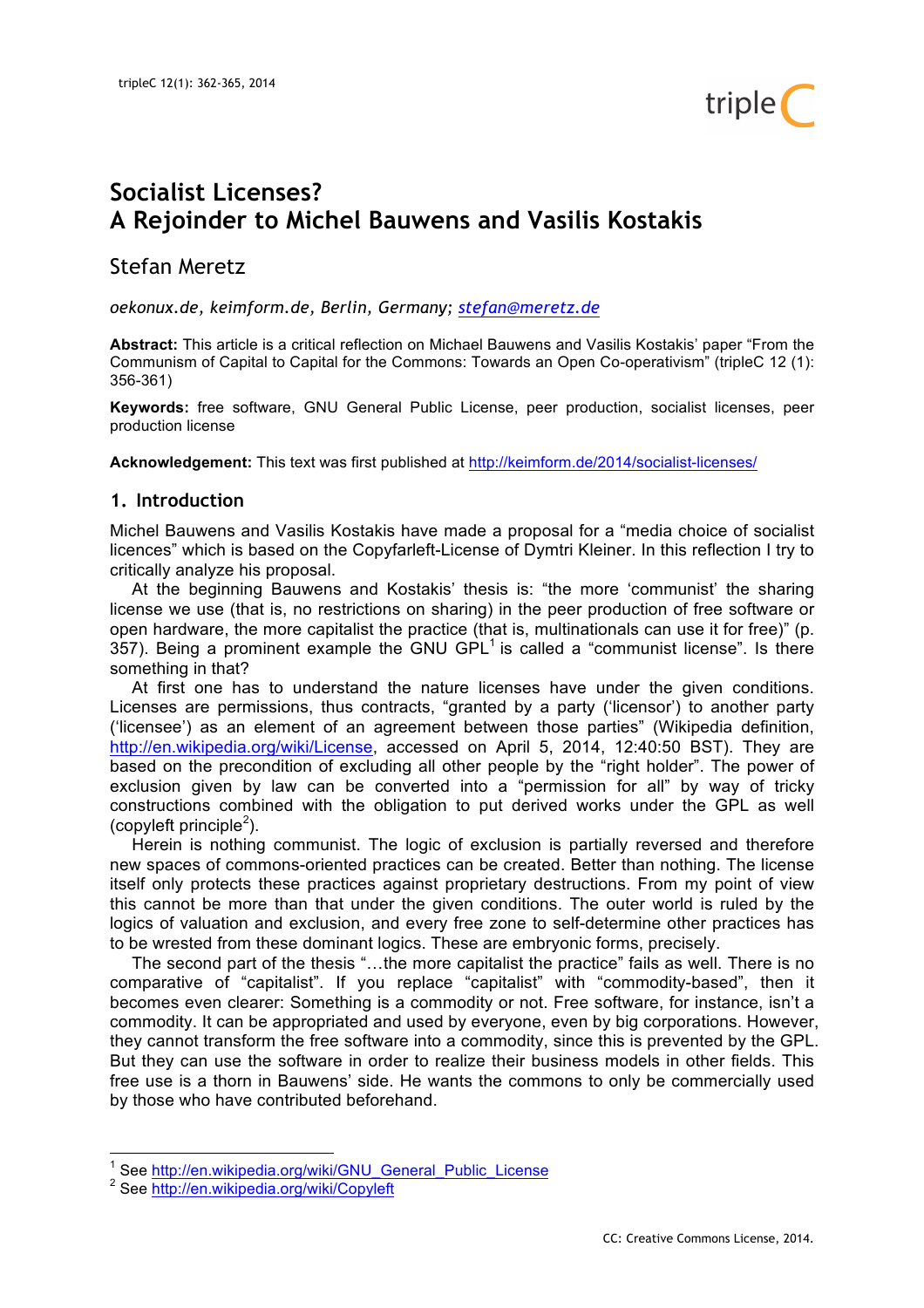# Socialist Licenses? A Rejoinder to Michel Bauwens and Vasilis Kostakis

## Stefan Meretz

*oekonux.de, keimform.de, Berlin, Germany; stefan@meretz.de*

**Abstract:** This article is a critical reflection on Michael Bauwens and Vasilis Kostakis' paper "From the Communism of Capital to Capital for the Commons: Towards an Open Co-operativism" (tripleC 12 (1): 356-361)

**Keywords:** free software, GNU General Public License, peer production, socialist licenses, peer production license

**Acknowledgement:** This text was first published at http://keimform.de/2014/socialist-licenses/

## 1. Introduction

Michel Bauwens and Vasilis Kostakis have made a proposal for a "media choice of socialist licences" which is based on the Copyfarleft-License of Dymtri Kleiner. In this reflection I try to critically analyze his proposal.

At the beginning Bauwens and Kostakis' thesis is: "the more 'communist' the sharing license we use (that is, no restrictions on sharing) in the peer production of free software or open hardware, the more capitalist the practice (that is, multinationals can use it for free)" (p. 357). Being a prominent example the GNU GPL[1] is called a "communist license". Is there something in that?

At first one has to understand the nature licenses have under the given conditions. Licenses are permissions, thus contracts, "granted by a party ('licensor') to another party ('licensee') as an element of an agreement between those parties" (Wikipedia definition, http://en.wikipedia.org/wiki/License, accessed on April 5, 2014, 12:40:50 BST). They are based on the precondition of excluding all other people by the "right holder". The power of exclusion given by law can be converted into a "permission for all" by way of tricky constructions combined with the obligation to put derived works under the GPL as well (copyleft principle[2]).

Herein is nothing communist. The logic of exclusion is partially reversed and therefore new spaces of commons-oriented practices can be created. Better than nothing. The license itself only protects these practices against proprietary destructions. From my point of view this cannot be more than that under the given conditions. The outer world is ruled by the logics of valuation and exclusion, and every free zone to self-determine other practices has to be wrested from these dominant logics. These are embryonic forms, precisely.

The second part of the thesis "…the more capitalist the practice" fails as well. There is no comparative of "capitalist". If you replace "capitalist" with "commodity-based", then it becomes even clearer: Something is a commodity or not. Free software, for instance, isn't a commodity. It can be appropriated and used by everyone, even by big corporations. However, they cannot transform the free software into a commodity, since this is prevented by the GPL. But they can use the software in order to realize their business models in other fields. This free use is a thorn in Bauwens' side. He wants the commons to only be commercially used by those who have contributed beforehand.

[1] See http://en.wikipedia.org/wiki/GNU_General_Public_License

[2] See http://en.wikipedia.org/wiki/Copyleft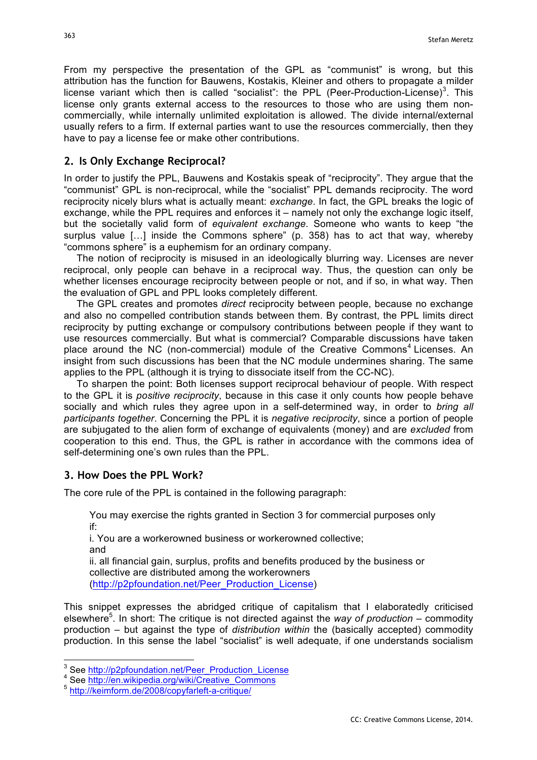From my perspective the presentation of the GPL as "communist" is wrong, but this attribution has the function for Bauwens, Kostakis, Kleiner and others to propagate a milder license variant which then is called "socialist": the PPL (Peer-Production-License)[3]. This license only grants external access to the resources to those who are using them non-commercially, while internally unlimited exploitation is allowed. The divide internal/external usually refers to a firm. If external parties want to use the resources commercially, then they have to pay a license fee or make other contributions.

## 2. Is Only Exchange Reciprocal?

In order to justify the PPL, Bauwens and Kostakis speak of "reciprocity". They argue that the "communist" GPL is non-reciprocal, while the "socialist" PPL demands reciprocity. The word reciprocity nicely blurs what is actually meant: *exchange*. In fact, the GPL breaks the logic of exchange, while the PPL requires and enforces it – namely not only the exchange logic itself, but the societally valid form of *equivalent exchange*. Someone who wants to keep "the surplus value […] inside the Commons sphere" (p. 358) has to act that way, whereby "commons sphere" is a euphemism for an ordinary company.

The notion of reciprocity is misused in an ideologically blurring way. Licenses are never reciprocal, only people can behave in a reciprocal way. Thus, the question can only be whether licenses encourage reciprocity between people or not, and if so, in what way. Then the evaluation of GPL and PPL looks completely different.

The GPL creates and promotes *direct* reciprocity between people, because no exchange and also no compelled contribution stands between them. By contrast, the PPL limits direct reciprocity by putting exchange or compulsory contributions between people if they want to use resources commercially. But what is commercial? Comparable discussions have taken place around the NC (non-commercial) module of the Creative Commons[4] Licenses. An insight from such discussions has been that the NC module undermines sharing. The same applies to the PPL (although it is trying to dissociate itself from the CC-NC).

To sharpen the point: Both licenses support reciprocal behaviour of people. With respect to the GPL it is *positive reciprocity*, because in this case it only counts how people behave socially and which rules they agree upon in a self-determined way, in order to *bring all participants together*. Concerning the PPL it is *negative reciprocity*, since a portion of people are subjugated to the alien form of exchange of equivalents (money) and are *excluded* from cooperation to this end. Thus, the GPL is rather in accordance with the commons idea of self-determining one's own rules than the PPL.

## 3. How Does the PPL Work?

The core rule of the PPL is contained in the following paragraph:

> You may exercise the rights granted in Section 3 for commercial purposes only if:
> i. You are a workerowned business or workerowned collective;
> and
> ii. all financial gain, surplus, profits and benefits produced by the business or collective are distributed among the workerowners
> (http://p2pfoundation.net/Peer_Production_License)

This snippet expresses the abridged critique of capitalism that I elaborately criticised elsewhere[5]. In short: The critique is not directed against the *way of production* – commodity production – but against the type of *distribution within* the (basically accepted) commodity production. In this sense the label "socialist" is well adequate, if one understands socialism

---

[3] See http://p2pfoundation.net/Peer_Production_License

[4] See http://en.wikipedia.org/wiki/Creative_Commons

[5] http://keimform.de/2008/copyfarleft-a-critique/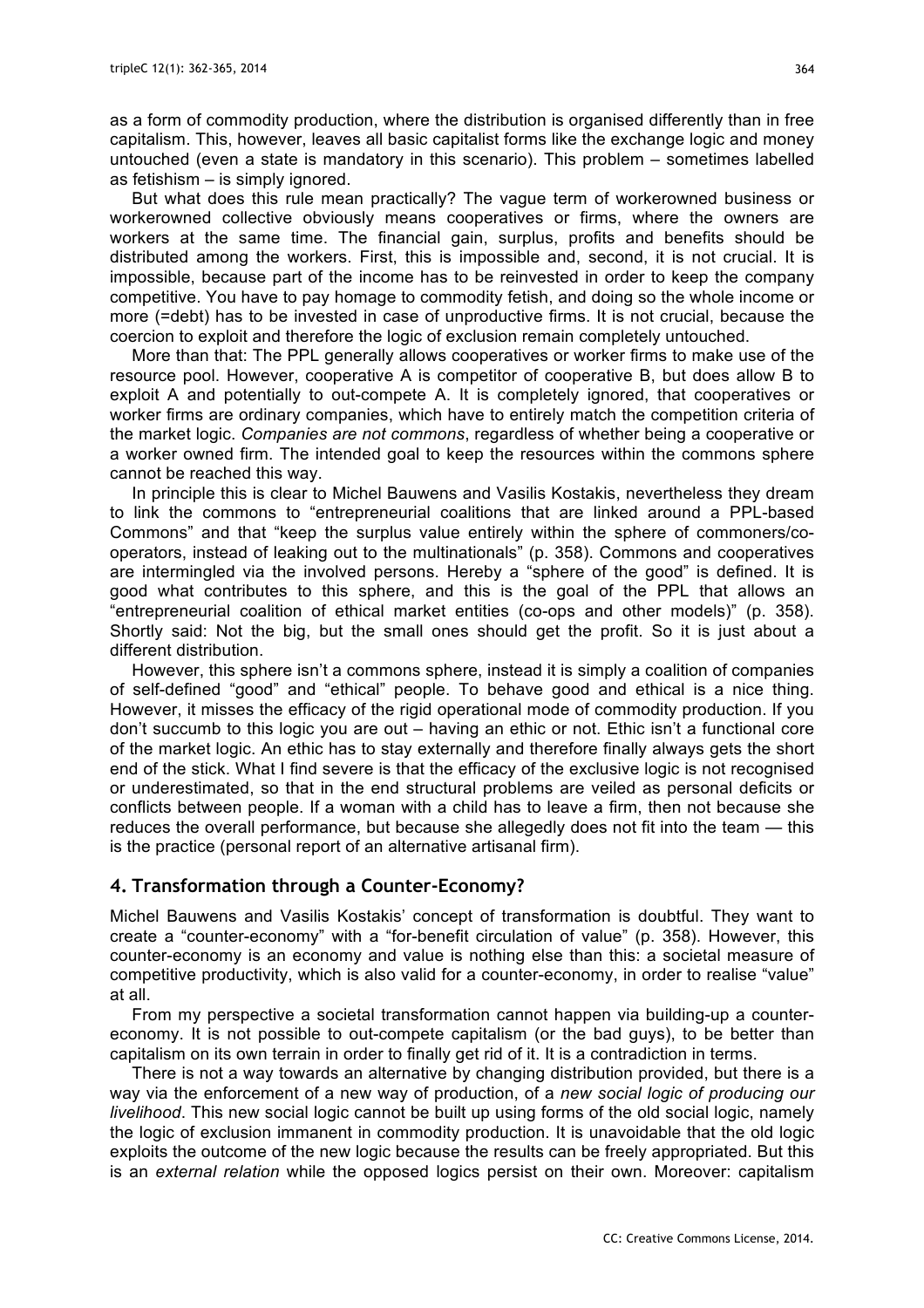as a form of commodity production, where the distribution is organised differently than in free capitalism. This, however, leaves all basic capitalist forms like the exchange logic and money untouched (even a state is mandatory in this scenario). This problem – sometimes labelled as fetishism – is simply ignored.

But what does this rule mean practically? The vague term of workerowned business or workerowned collective obviously means cooperatives or firms, where the owners are workers at the same time. The financial gain, surplus, profits and benefits should be distributed among the workers. First, this is impossible and, second, it is not crucial. It is impossible, because part of the income has to be reinvested in order to keep the company competitive. You have to pay homage to commodity fetish, and doing so the whole income or more (=debt) has to be invested in case of unproductive firms. It is not crucial, because the coercion to exploit and therefore the logic of exclusion remain completely untouched.

More than that: The PPL generally allows cooperatives or worker firms to make use of the resource pool. However, cooperative A is competitor of cooperative B, but does allow B to exploit A and potentially to out-compete A. It is completely ignored, that cooperatives or worker firms are ordinary companies, which have to entirely match the competition criteria of the market logic. *Companies are not commons*, regardless of whether being a cooperative or a worker owned firm. The intended goal to keep the resources within the commons sphere cannot be reached this way.

In principle this is clear to Michel Bauwens and Vasilis Kostakis, nevertheless they dream to link the commons to "entrepreneurial coalitions that are linked around a PPL-based Commons" and that "keep the surplus value entirely within the sphere of commoners/co-operators, instead of leaking out to the multinationals" (p. 358). Commons and cooperatives are intermingled via the involved persons. Hereby a "sphere of the good" is defined. It is good what contributes to this sphere, and this is the goal of the PPL that allows an "entrepreneurial coalition of ethical market entities (co-ops and other models)" (p. 358). Shortly said: Not the big, but the small ones should get the profit. So it is just about a different distribution.

However, this sphere isn't a commons sphere, instead it is simply a coalition of companies of self-defined "good" and "ethical" people. To behave good and ethical is a nice thing. However, it misses the efficacy of the rigid operational mode of commodity production. If you don't succumb to this logic you are out – having an ethic or not. Ethic isn't a functional core of the market logic. An ethic has to stay externally and therefore finally always gets the short end of the stick. What I find severe is that the efficacy of the exclusive logic is not recognised or underestimated, so that in the end structural problems are veiled as personal deficits or conflicts between people. If a woman with a child has to leave a firm, then not because she reduces the overall performance, but because she allegedly does not fit into the team — this is the practice (personal report of an alternative artisanal firm).

## 4. Transformation through a Counter-Economy?

Michel Bauwens and Vasilis Kostakis' concept of transformation is doubtful. They want to create a "counter-economy" with a "for-benefit circulation of value" (p. 358). However, this counter-economy is an economy and value is nothing else than this: a societal measure of competitive productivity, which is also valid for a counter-economy, in order to realise "value" at all.

From my perspective a societal transformation cannot happen via building-up a counter-economy. It is not possible to out-compete capitalism (or the bad guys), to be better than capitalism on its own terrain in order to finally get rid of it. It is a contradiction in terms.

There is not a way towards an alternative by changing distribution provided, but there is a way via the enforcement of a new way of production, of a *new social logic of producing our livelihood*. This new social logic cannot be built up using forms of the old social logic, namely the logic of exclusion immanent in commodity production. It is unavoidable that the old logic exploits the outcome of the new logic because the results can be freely appropriated. But this is an *external relation* while the opposed logics persist on their own. Moreover: capitalism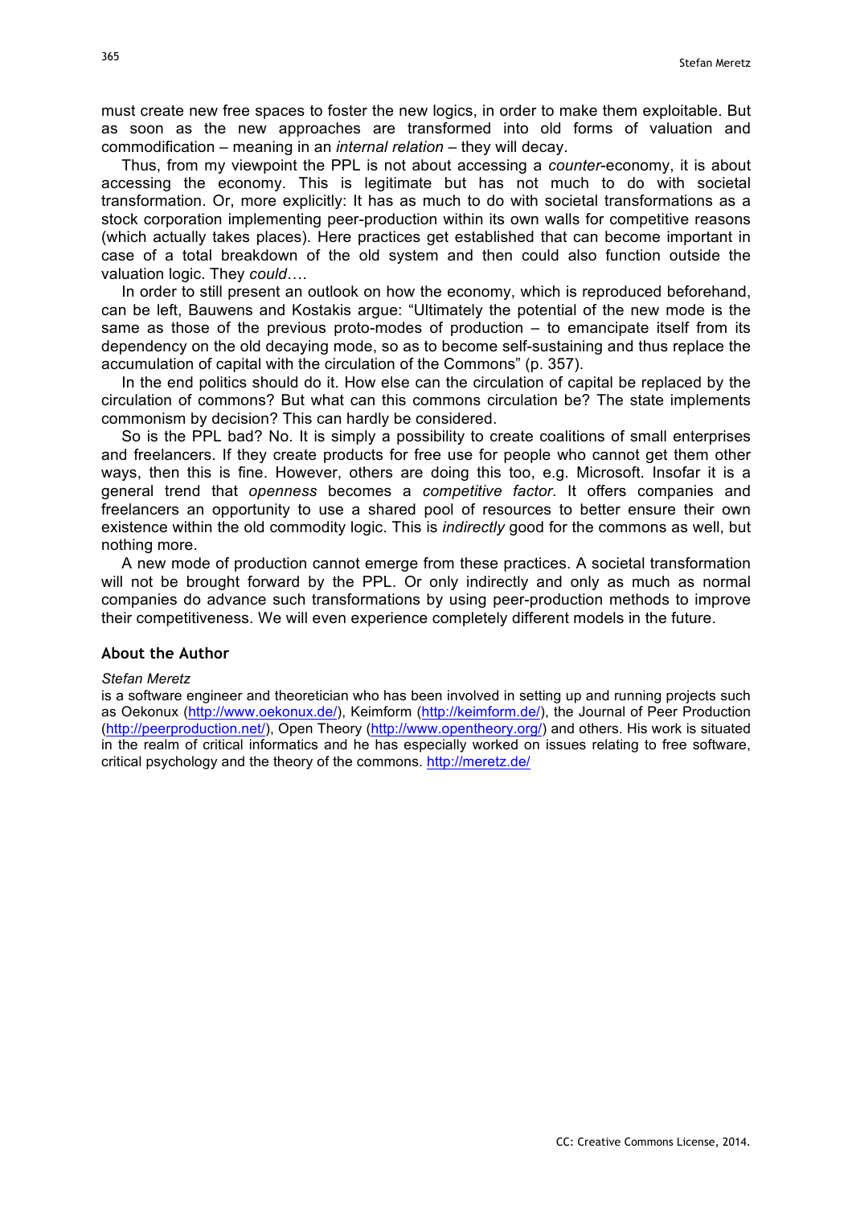must create new free spaces to foster the new logics, in order to make them exploitable. But as soon as the new approaches are transformed into old forms of valuation and commodification – meaning in an *internal relation* – they will decay.

Thus, from my viewpoint the PPL is not about accessing a *counter*-economy, it is about accessing the economy. This is legitimate but has not much to do with societal transformation. Or, more explicitly: It has as much to do with societal transformations as a stock corporation implementing peer-production within its own walls for competitive reasons (which actually takes places). Here practices get established that can become important in case of a total breakdown of the old system and then could also function outside the valuation logic. They *could*….

In order to still present an outlook on how the economy, which is reproduced beforehand, can be left, Bauwens and Kostakis argue: “Ultimately the potential of the new mode is the same as those of the previous proto-modes of production – to emancipate itself from its dependency on the old decaying mode, so as to become self-sustaining and thus replace the accumulation of capital with the circulation of the Commons” (p. 357).

In the end politics should do it. How else can the circulation of capital be replaced by the circulation of commons? But what can this commons circulation be? The state implements commonism by decision? This can hardly be considered.

So is the PPL bad? No. It is simply a possibility to create coalitions of small enterprises and freelancers. If they create products for free use for people who cannot get them other ways, then this is fine. However, others are doing this too, e.g. Microsoft. Insofar it is a general trend that *openness* becomes a *competitive factor*. It offers companies and freelancers an opportunity to use a shared pool of resources to better ensure their own existence within the old commodity logic. This is *indirectly* good for the commons as well, but nothing more.

A new mode of production cannot emerge from these practices. A societal transformation will not be brought forward by the PPL. Or only indirectly and only as much as normal companies do advance such transformations by using peer-production methods to improve their competitiveness. We will even experience completely different models in the future.

## About the Author

*Stefan Meretz*
is a software engineer and theoretician who has been involved in setting up and running projects such as Oekonux (http://www.oekonux.de/), Keimform (http://keimform.de/), the Journal of Peer Production (http://peerproduction.net/), Open Theory (http://www.opentheory.org/) and others. His work is situated in the realm of critical informatics and he has especially worked on issues relating to free software, critical psychology and the theory of the commons. http://meretz.de/